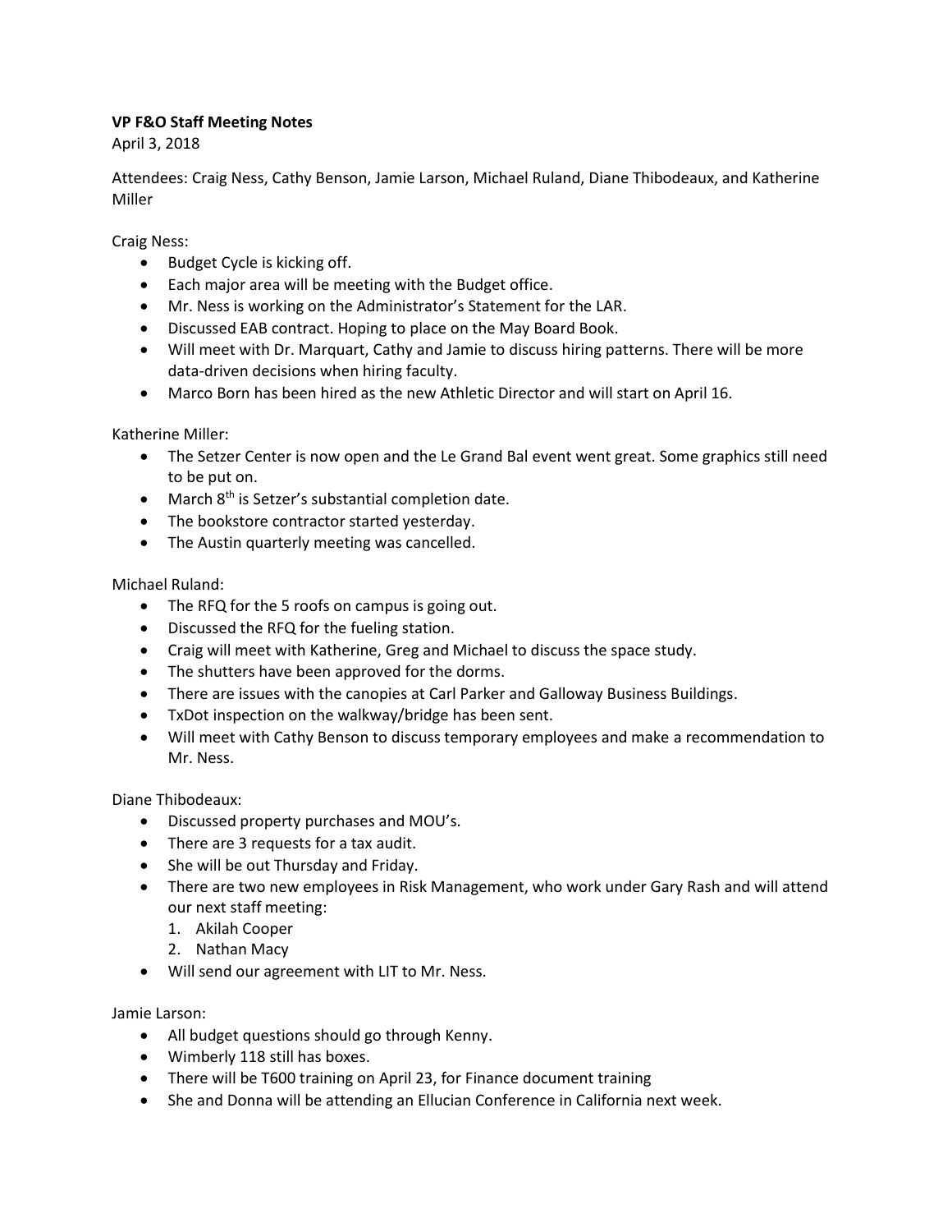**VP F&O Staff Meeting Notes**
April 3, 2018

Attendees: Craig Ness, Cathy Benson, Jamie Larson, Michael Ruland, Diane Thibodeaux, and Katherine Miller

Craig Ness:

- Budget Cycle is kicking off.
- Each major area will be meeting with the Budget office.
- Mr. Ness is working on the Administrator's Statement for the LAR.
- Discussed EAB contract. Hoping to place on the May Board Book.
- Will meet with Dr. Marquart, Cathy and Jamie to discuss hiring patterns. There will be more data-driven decisions when hiring faculty.
- Marco Born has been hired as the new Athletic Director and will start on April 16.

Katherine Miller:

- The Setzer Center is now open and the Le Grand Bal event went great. Some graphics still need to be put on.
- March 8th is Setzer's substantial completion date.
- The bookstore contractor started yesterday.
- The Austin quarterly meeting was cancelled.

Michael Ruland:

- The RFQ for the 5 roofs on campus is going out.
- Discussed the RFQ for the fueling station.
- Craig will meet with Katherine, Greg and Michael to discuss the space study.
- The shutters have been approved for the dorms.
- There are issues with the canopies at Carl Parker and Galloway Business Buildings.
- TxDot inspection on the walkway/bridge has been sent.
- Will meet with Cathy Benson to discuss temporary employees and make a recommendation to Mr. Ness.

Diane Thibodeaux:

- Discussed property purchases and MOU's.
- There are 3 requests for a tax audit.
- She will be out Thursday and Friday.
- There are two new employees in Risk Management, who work under Gary Rash and will attend our next staff meeting:
  1. Akilah Cooper
  2. Nathan Macy
- Will send our agreement with LIT to Mr. Ness.

Jamie Larson:

- All budget questions should go through Kenny.
- Wimberly 118 still has boxes.
- There will be T600 training on April 23, for Finance document training
- She and Donna will be attending an Ellucian Conference in California next week.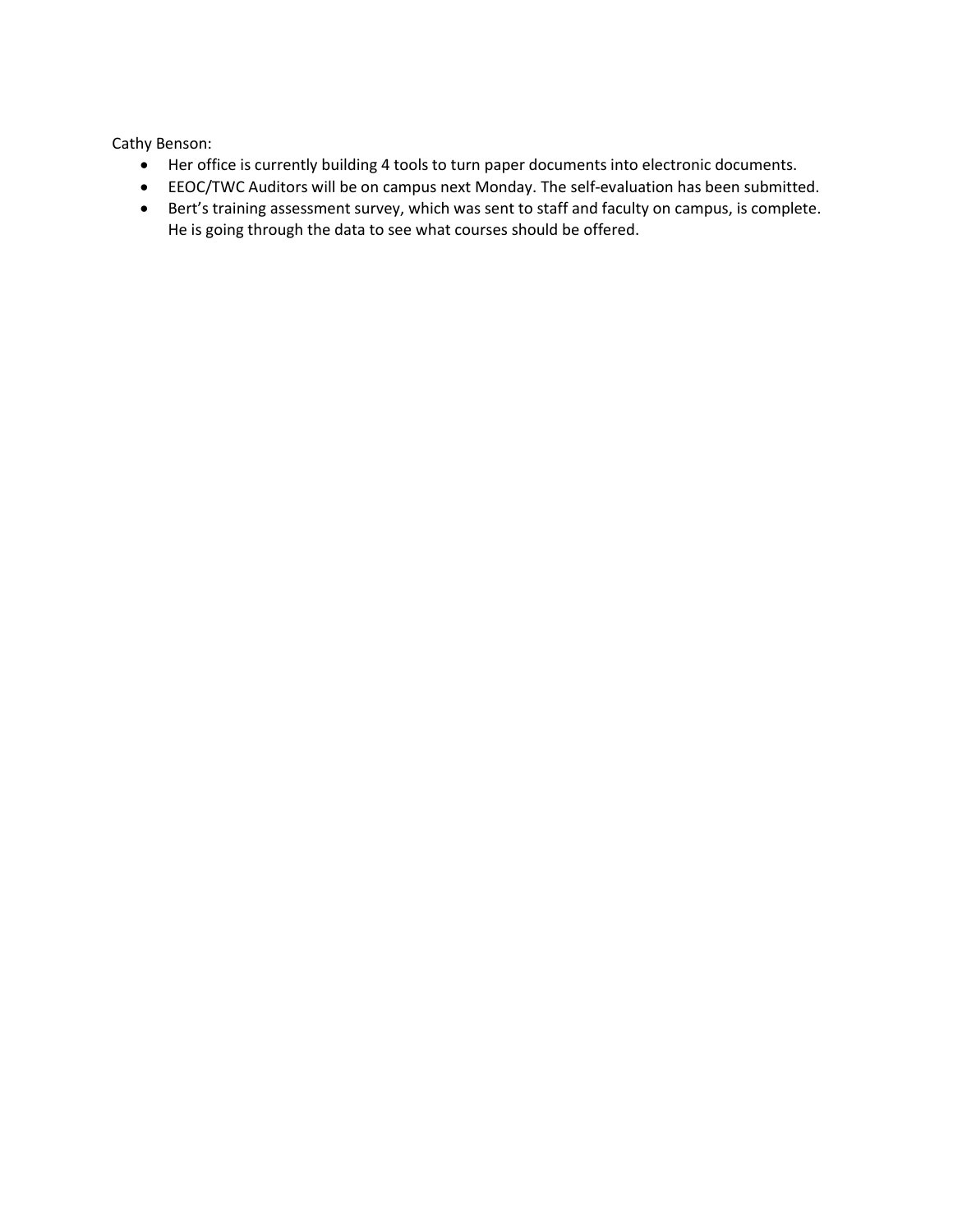Cathy Benson:

- Her office is currently building 4 tools to turn paper documents into electronic documents.
- EEOC/TWC Auditors will be on campus next Monday. The self-evaluation has been submitted.
- Bert's training assessment survey, which was sent to staff and faculty on campus, is complete. He is going through the data to see what courses should be offered.